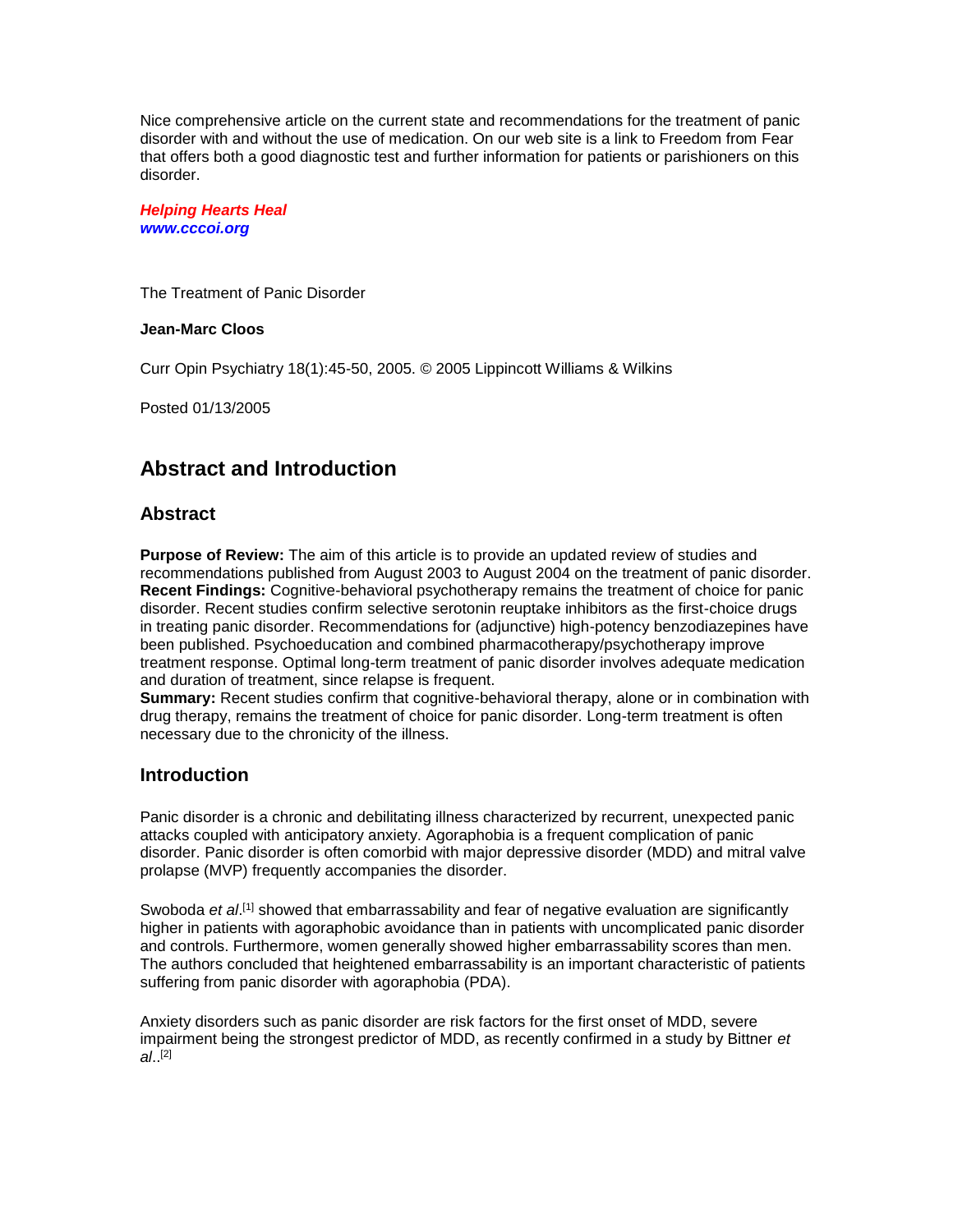Nice comprehensive article on the current state and recommendations for the treatment of panic disorder with and without the use of medication. On our web site is a link to Freedom from Fear that offers both a good diagnostic test and further information for patients or parishioners on this disorder.

***Helping Hearts Heal***
***www.cccoi.org***

The Treatment of Panic Disorder

**Jean-Marc Cloos**

Curr Opin Psychiatry 18(1):45-50, 2005. © 2005 Lippincott Williams & Wilkins

Posted 01/13/2005

# Abstract and Introduction

## Abstract

**Purpose of Review:** The aim of this article is to provide an updated review of studies and recommendations published from August 2003 to August 2004 on the treatment of panic disorder.
**Recent Findings:** Cognitive-behavioral psychotherapy remains the treatment of choice for panic disorder. Recent studies confirm selective serotonin reuptake inhibitors as the first-choice drugs in treating panic disorder. Recommendations for (adjunctive) high-potency benzodiazepines have been published. Psychoeducation and combined pharmacotherapy/psychotherapy improve treatment response. Optimal long-term treatment of panic disorder involves adequate medication and duration of treatment, since relapse is frequent.
**Summary:** Recent studies confirm that cognitive-behavioral therapy, alone or in combination with drug therapy, remains the treatment of choice for panic disorder. Long-term treatment is often necessary due to the chronicity of the illness.

## Introduction

Panic disorder is a chronic and debilitating illness characterized by recurrent, unexpected panic attacks coupled with anticipatory anxiety. Agoraphobia is a frequent complication of panic disorder. Panic disorder is often comorbid with major depressive disorder (MDD) and mitral valve prolapse (MVP) frequently accompanies the disorder.

Swoboda *et al*.[1] showed that embarrassability and fear of negative evaluation are significantly higher in patients with agoraphobic avoidance than in patients with uncomplicated panic disorder and controls. Furthermore, women generally showed higher embarrassability scores than men. The authors concluded that heightened embarrassability is an important characteristic of patients suffering from panic disorder with agoraphobia (PDA).

Anxiety disorders such as panic disorder are risk factors for the first onset of MDD, severe impairment being the strongest predictor of MDD, as recently confirmed in a study by Bittner *et al*..[2]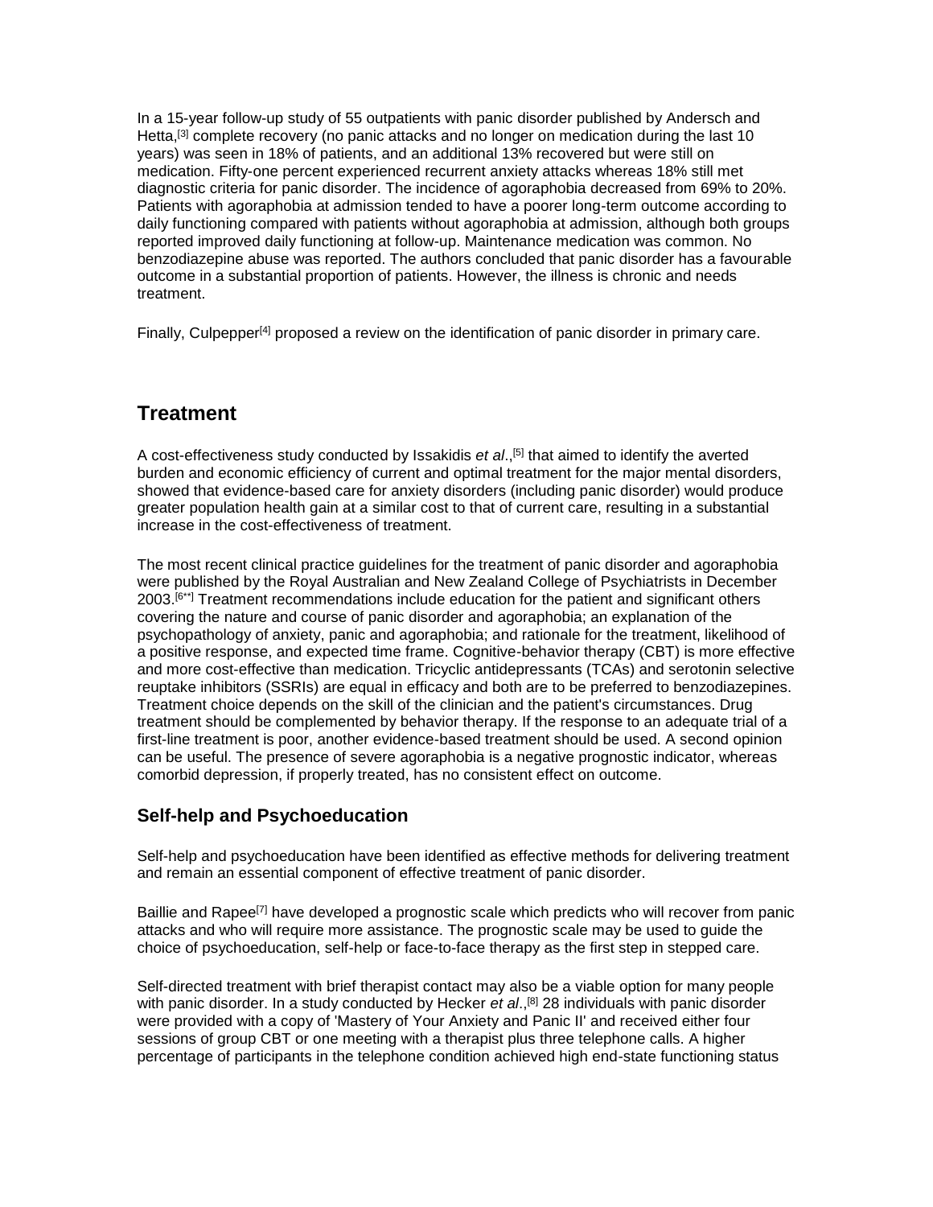In a 15-year follow-up study of 55 outpatients with panic disorder published by Andersch and Hetta,[3] complete recovery (no panic attacks and no longer on medication during the last 10 years) was seen in 18% of patients, and an additional 13% recovered but were still on medication. Fifty-one percent experienced recurrent anxiety attacks whereas 18% still met diagnostic criteria for panic disorder. The incidence of agoraphobia decreased from 69% to 20%. Patients with agoraphobia at admission tended to have a poorer long-term outcome according to daily functioning compared with patients without agoraphobia at admission, although both groups reported improved daily functioning at follow-up. Maintenance medication was common. No benzodiazepine abuse was reported. The authors concluded that panic disorder has a favourable outcome in a substantial proportion of patients. However, the illness is chronic and needs treatment.

Finally, Culpepper[4] proposed a review on the identification of panic disorder in primary care.

## Treatment

A cost-effectiveness study conducted by Issakidis *et al*.,[5] that aimed to identify the averted burden and economic efficiency of current and optimal treatment for the major mental disorders, showed that evidence-based care for anxiety disorders (including panic disorder) would produce greater population health gain at a similar cost to that of current care, resulting in a substantial increase in the cost-effectiveness of treatment.

The most recent clinical practice guidelines for the treatment of panic disorder and agoraphobia were published by the Royal Australian and New Zealand College of Psychiatrists in December 2003.[6**] Treatment recommendations include education for the patient and significant others covering the nature and course of panic disorder and agoraphobia; an explanation of the psychopathology of anxiety, panic and agoraphobia; and rationale for the treatment, likelihood of a positive response, and expected time frame. Cognitive-behavior therapy (CBT) is more effective and more cost-effective than medication. Tricyclic antidepressants (TCAs) and serotonin selective reuptake inhibitors (SSRIs) are equal in efficacy and both are to be preferred to benzodiazepines. Treatment choice depends on the skill of the clinician and the patient's circumstances. Drug treatment should be complemented by behavior therapy. If the response to an adequate trial of a first-line treatment is poor, another evidence-based treatment should be used. A second opinion can be useful. The presence of severe agoraphobia is a negative prognostic indicator, whereas comorbid depression, if properly treated, has no consistent effect on outcome.

### Self-help and Psychoeducation

Self-help and psychoeducation have been identified as effective methods for delivering treatment and remain an essential component of effective treatment of panic disorder.

Baillie and Rapee[7] have developed a prognostic scale which predicts who will recover from panic attacks and who will require more assistance. The prognostic scale may be used to guide the choice of psychoeducation, self-help or face-to-face therapy as the first step in stepped care.

Self-directed treatment with brief therapist contact may also be a viable option for many people with panic disorder. In a study conducted by Hecker *et al*.,[8] 28 individuals with panic disorder were provided with a copy of 'Mastery of Your Anxiety and Panic II' and received either four sessions of group CBT or one meeting with a therapist plus three telephone calls. A higher percentage of participants in the telephone condition achieved high end-state functioning status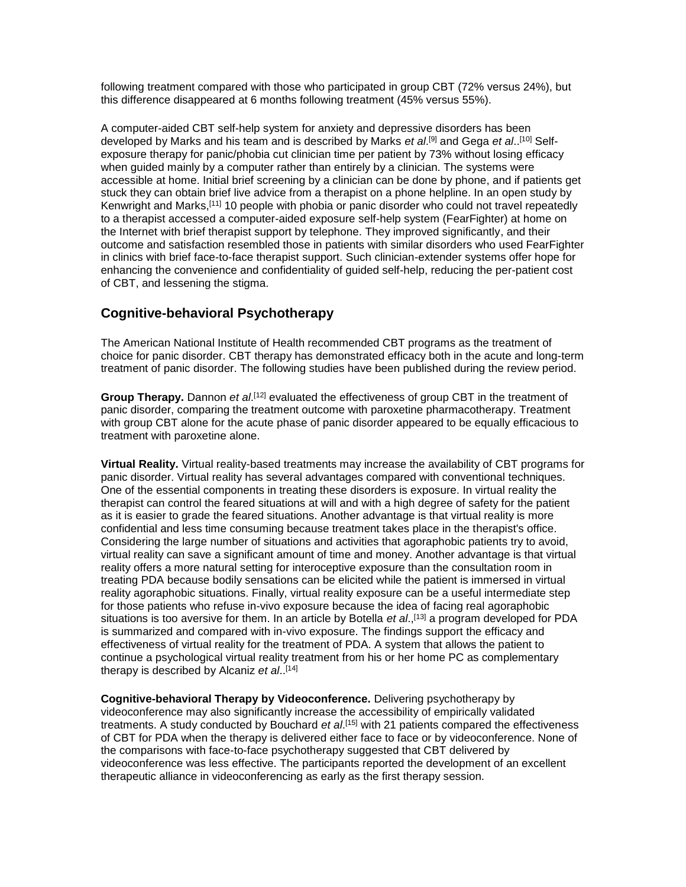following treatment compared with those who participated in group CBT (72% versus 24%), but this difference disappeared at 6 months following treatment (45% versus 55%).

A computer-aided CBT self-help system for anxiety and depressive disorders has been developed by Marks and his team and is described by Marks *et al*.[9] and Gega *et al*..[10] Self-exposure therapy for panic/phobia cut clinician time per patient by 73% without losing efficacy when guided mainly by a computer rather than entirely by a clinician. The systems were accessible at home. Initial brief screening by a clinician can be done by phone, and if patients get stuck they can obtain brief live advice from a therapist on a phone helpline. In an open study by Kenwright and Marks,[11] 10 people with phobia or panic disorder who could not travel repeatedly to a therapist accessed a computer-aided exposure self-help system (FearFighter) at home on the Internet with brief therapist support by telephone. They improved significantly, and their outcome and satisfaction resembled those in patients with similar disorders who used FearFighter in clinics with brief face-to-face therapist support. Such clinician-extender systems offer hope for enhancing the convenience and confidentiality of guided self-help, reducing the per-patient cost of CBT, and lessening the stigma.

## Cognitive-behavioral Psychotherapy

The American National Institute of Health recommended CBT programs as the treatment of choice for panic disorder. CBT therapy has demonstrated efficacy both in the acute and long-term treatment of panic disorder. The following studies have been published during the review period.

**Group Therapy.** Dannon *et al*.[12] evaluated the effectiveness of group CBT in the treatment of panic disorder, comparing the treatment outcome with paroxetine pharmacotherapy. Treatment with group CBT alone for the acute phase of panic disorder appeared to be equally efficacious to treatment with paroxetine alone.

**Virtual Reality.** Virtual reality-based treatments may increase the availability of CBT programs for panic disorder. Virtual reality has several advantages compared with conventional techniques. One of the essential components in treating these disorders is exposure. In virtual reality the therapist can control the feared situations at will and with a high degree of safety for the patient as it is easier to grade the feared situations. Another advantage is that virtual reality is more confidential and less time consuming because treatment takes place in the therapist's office. Considering the large number of situations and activities that agoraphobic patients try to avoid, virtual reality can save a significant amount of time and money. Another advantage is that virtual reality offers a more natural setting for interoceptive exposure than the consultation room in treating PDA because bodily sensations can be elicited while the patient is immersed in virtual reality agoraphobic situations. Finally, virtual reality exposure can be a useful intermediate step for those patients who refuse in-vivo exposure because the idea of facing real agoraphobic situations is too aversive for them. In an article by Botella *et al*.,[13] a program developed for PDA is summarized and compared with in-vivo exposure. The findings support the efficacy and effectiveness of virtual reality for the treatment of PDA. A system that allows the patient to continue a psychological virtual reality treatment from his or her home PC as complementary therapy is described by Alcaniz *et al*..[14]

**Cognitive-behavioral Therapy by Videoconference.** Delivering psychotherapy by videoconference may also significantly increase the accessibility of empirically validated treatments. A study conducted by Bouchard *et al*.[15] with 21 patients compared the effectiveness of CBT for PDA when the therapy is delivered either face to face or by videoconference. None of the comparisons with face-to-face psychotherapy suggested that CBT delivered by videoconference was less effective. The participants reported the development of an excellent therapeutic alliance in videoconferencing as early as the first therapy session.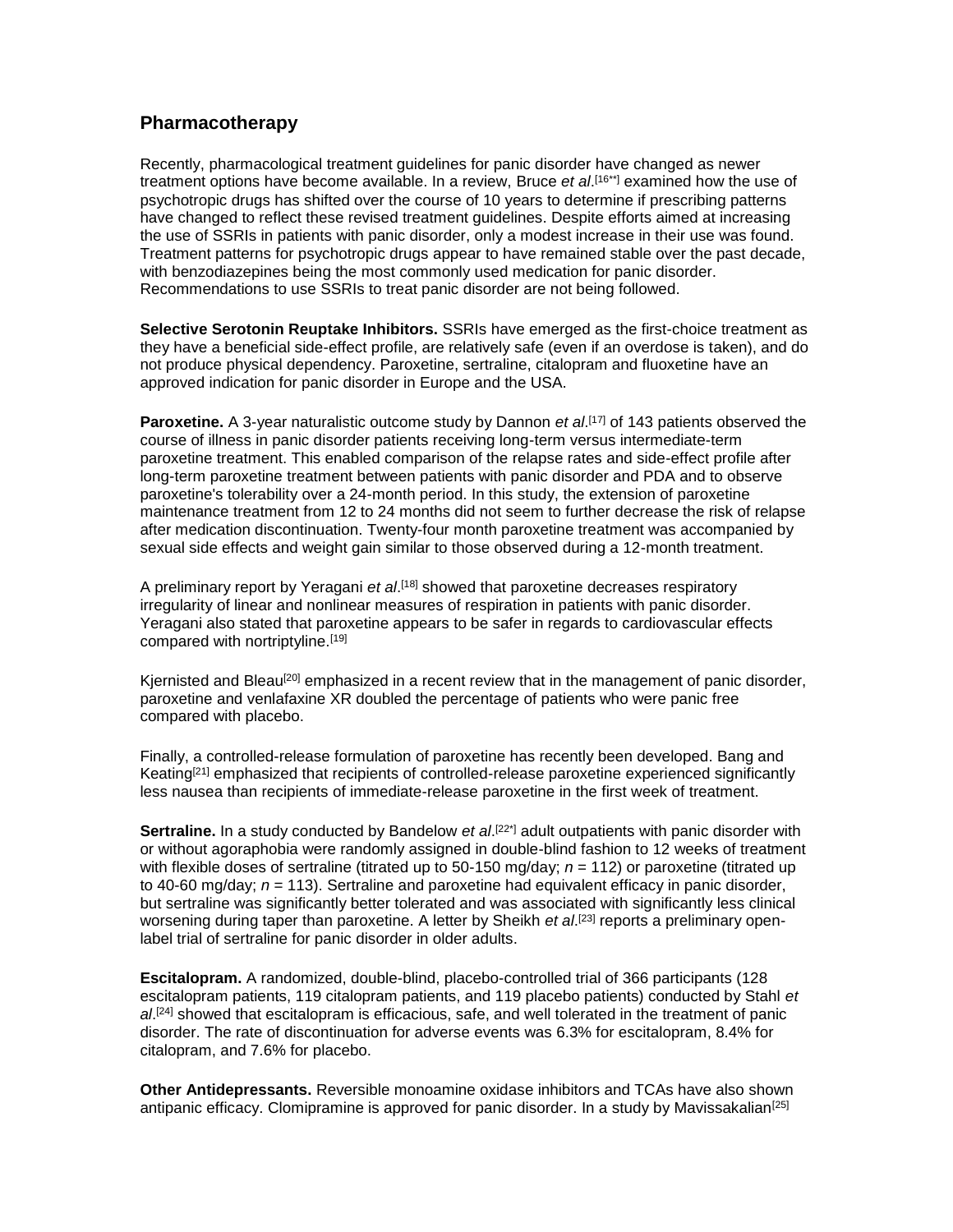## Pharmacotherapy

Recently, pharmacological treatment guidelines for panic disorder have changed as newer treatment options have become available. In a review, Bruce *et al*.[16**] examined how the use of psychotropic drugs has shifted over the course of 10 years to determine if prescribing patterns have changed to reflect these revised treatment guidelines. Despite efforts aimed at increasing the use of SSRIs in patients with panic disorder, only a modest increase in their use was found. Treatment patterns for psychotropic drugs appear to have remained stable over the past decade, with benzodiazepines being the most commonly used medication for panic disorder. Recommendations to use SSRIs to treat panic disorder are not being followed.

**Selective Serotonin Reuptake Inhibitors.** SSRIs have emerged as the first-choice treatment as they have a beneficial side-effect profile, are relatively safe (even if an overdose is taken), and do not produce physical dependency. Paroxetine, sertraline, citalopram and fluoxetine have an approved indication for panic disorder in Europe and the USA.

**Paroxetine.** A 3-year naturalistic outcome study by Dannon *et al*.[17] of 143 patients observed the course of illness in panic disorder patients receiving long-term versus intermediate-term paroxetine treatment. This enabled comparison of the relapse rates and side-effect profile after long-term paroxetine treatment between patients with panic disorder and PDA and to observe paroxetine's tolerability over a 24-month period. In this study, the extension of paroxetine maintenance treatment from 12 to 24 months did not seem to further decrease the risk of relapse after medication discontinuation. Twenty-four month paroxetine treatment was accompanied by sexual side effects and weight gain similar to those observed during a 12-month treatment.

A preliminary report by Yeragani *et al*.[18] showed that paroxetine decreases respiratory irregularity of linear and nonlinear measures of respiration in patients with panic disorder. Yeragani also stated that paroxetine appears to be safer in regards to cardiovascular effects compared with nortriptyline.[19]

Kjernisted and Bleau[20] emphasized in a recent review that in the management of panic disorder, paroxetine and venlafaxine XR doubled the percentage of patients who were panic free compared with placebo.

Finally, a controlled-release formulation of paroxetine has recently been developed. Bang and Keating[21] emphasized that recipients of controlled-release paroxetine experienced significantly less nausea than recipients of immediate-release paroxetine in the first week of treatment.

**Sertraline.** In a study conducted by Bandelow *et al*.[22*] adult outpatients with panic disorder with or without agoraphobia were randomly assigned in double-blind fashion to 12 weeks of treatment with flexible doses of sertraline (titrated up to 50-150 mg/day; $n$ = 112) or paroxetine (titrated up to 40-60 mg/day; $n$ = 113). Sertraline and paroxetine had equivalent efficacy in panic disorder, but sertraline was significantly better tolerated and was associated with significantly less clinical worsening during taper than paroxetine. A letter by Sheikh *et al*.[23] reports a preliminary open-label trial of sertraline for panic disorder in older adults.

**Escitalopram.** A randomized, double-blind, placebo-controlled trial of 366 participants (128 escitalopram patients, 119 citalopram patients, and 119 placebo patients) conducted by Stahl *et al*.[24] showed that escitalopram is efficacious, safe, and well tolerated in the treatment of panic disorder. The rate of discontinuation for adverse events was 6.3% for escitalopram, 8.4% for citalopram, and 7.6% for placebo.

**Other Antidepressants.** Reversible monoamine oxidase inhibitors and TCAs have also shown antipanic efficacy. Clomipramine is approved for panic disorder. In a study by Mavissakalian[25]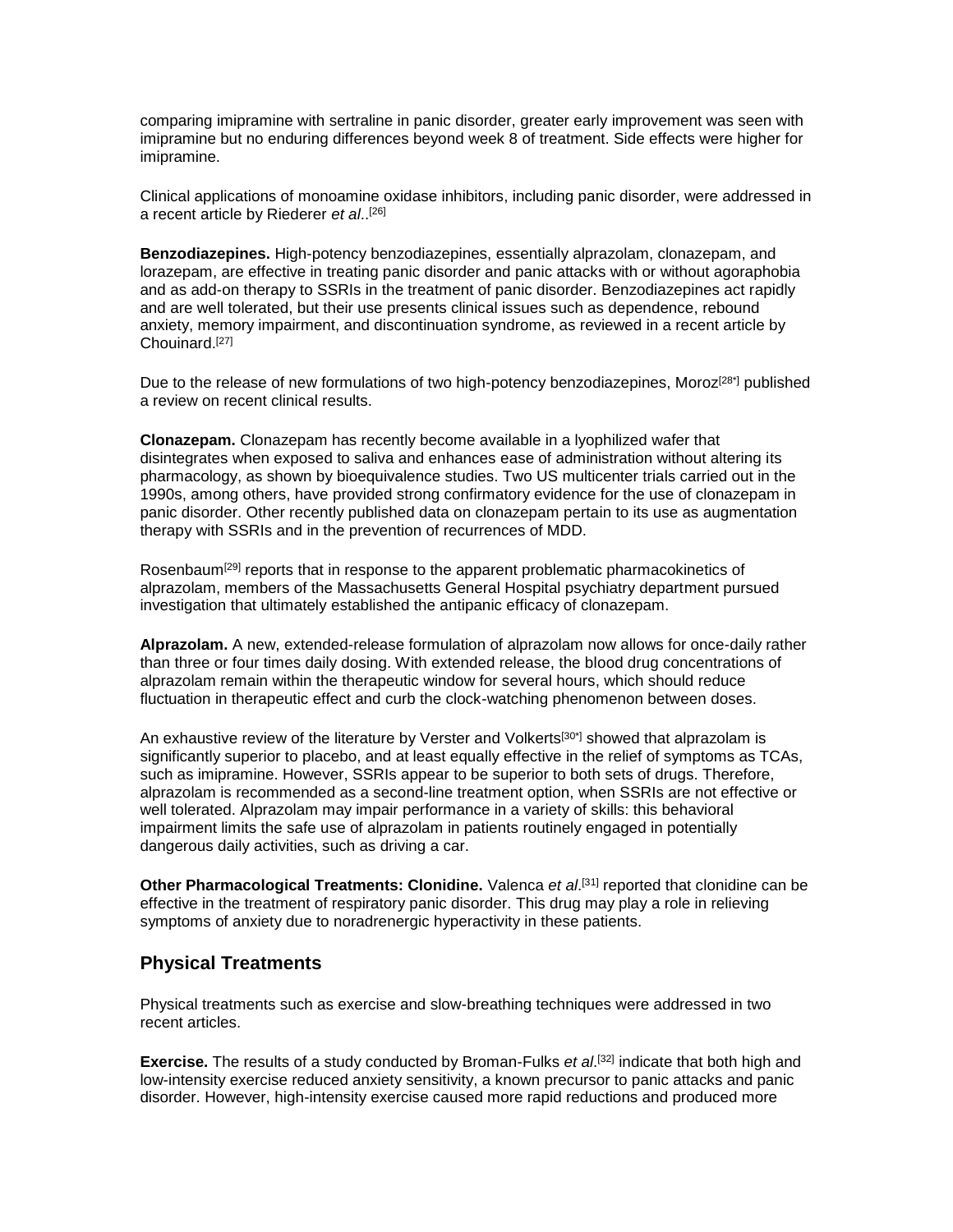comparing imipramine with sertraline in panic disorder, greater early improvement was seen with imipramine but no enduring differences beyond week 8 of treatment. Side effects were higher for imipramine.

Clinical applications of monoamine oxidase inhibitors, including panic disorder, were addressed in a recent article by Riederer *et al*..[26]

**Benzodiazepines.** High-potency benzodiazepines, essentially alprazolam, clonazepam, and lorazepam, are effective in treating panic disorder and panic attacks with or without agoraphobia and as add-on therapy to SSRIs in the treatment of panic disorder. Benzodiazepines act rapidly and are well tolerated, but their use presents clinical issues such as dependence, rebound anxiety, memory impairment, and discontinuation syndrome, as reviewed in a recent article by Chouinard.[27]

Due to the release of new formulations of two high-potency benzodiazepines, Moroz[28*] published a review on recent clinical results.

**Clonazepam.** Clonazepam has recently become available in a lyophilized wafer that disintegrates when exposed to saliva and enhances ease of administration without altering its pharmacology, as shown by bioequivalence studies. Two US multicenter trials carried out in the 1990s, among others, have provided strong confirmatory evidence for the use of clonazepam in panic disorder. Other recently published data on clonazepam pertain to its use as augmentation therapy with SSRIs and in the prevention of recurrences of MDD.

Rosenbaum[29] reports that in response to the apparent problematic pharmacokinetics of alprazolam, members of the Massachusetts General Hospital psychiatry department pursued investigation that ultimately established the antipanic efficacy of clonazepam.

**Alprazolam.** A new, extended-release formulation of alprazolam now allows for once-daily rather than three or four times daily dosing. With extended release, the blood drug concentrations of alprazolam remain within the therapeutic window for several hours, which should reduce fluctuation in therapeutic effect and curb the clock-watching phenomenon between doses.

An exhaustive review of the literature by Verster and Volkerts[30*] showed that alprazolam is significantly superior to placebo, and at least equally effective in the relief of symptoms as TCAs, such as imipramine. However, SSRIs appear to be superior to both sets of drugs. Therefore, alprazolam is recommended as a second-line treatment option, when SSRIs are not effective or well tolerated. Alprazolam may impair performance in a variety of skills: this behavioral impairment limits the safe use of alprazolam in patients routinely engaged in potentially dangerous daily activities, such as driving a car.

**Other Pharmacological Treatments: Clonidine.** Valenca *et al*.[31] reported that clonidine can be effective in the treatment of respiratory panic disorder. This drug may play a role in relieving symptoms of anxiety due to noradrenergic hyperactivity in these patients.

## Physical Treatments

Physical treatments such as exercise and slow-breathing techniques were addressed in two recent articles.

**Exercise.** The results of a study conducted by Broman-Fulks *et al*.[32] indicate that both high and low-intensity exercise reduced anxiety sensitivity, a known precursor to panic attacks and panic disorder. However, high-intensity exercise caused more rapid reductions and produced more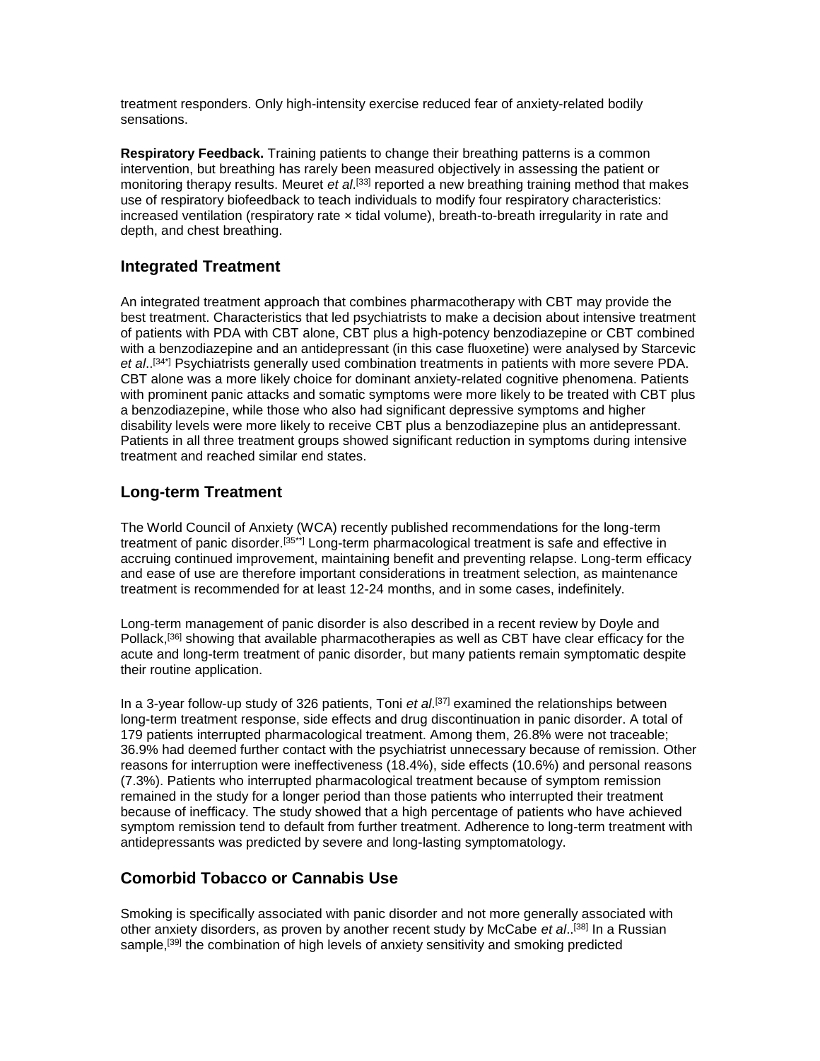treatment responders. Only high-intensity exercise reduced fear of anxiety-related bodily sensations.

**Respiratory Feedback.** Training patients to change their breathing patterns is a common intervention, but breathing has rarely been measured objectively in assessing the patient or monitoring therapy results. Meuret *et al*.[33] reported a new breathing training method that makes use of respiratory biofeedback to teach individuals to modify four respiratory characteristics: increased ventilation (respiratory rate × tidal volume), breath-to-breath irregularity in rate and depth, and chest breathing.

## Integrated Treatment

An integrated treatment approach that combines pharmacotherapy with CBT may provide the best treatment. Characteristics that led psychiatrists to make a decision about intensive treatment of patients with PDA with CBT alone, CBT plus a high-potency benzodiazepine or CBT combined with a benzodiazepine and an antidepressant (in this case fluoxetine) were analysed by Starcevic *et al*..[34*] Psychiatrists generally used combination treatments in patients with more severe PDA. CBT alone was a more likely choice for dominant anxiety-related cognitive phenomena. Patients with prominent panic attacks and somatic symptoms were more likely to be treated with CBT plus a benzodiazepine, while those who also had significant depressive symptoms and higher disability levels were more likely to receive CBT plus a benzodiazepine plus an antidepressant. Patients in all three treatment groups showed significant reduction in symptoms during intensive treatment and reached similar end states.

## Long-term Treatment

The World Council of Anxiety (WCA) recently published recommendations for the long-term treatment of panic disorder.[35**] Long-term pharmacological treatment is safe and effective in accruing continued improvement, maintaining benefit and preventing relapse. Long-term efficacy and ease of use are therefore important considerations in treatment selection, as maintenance treatment is recommended for at least 12-24 months, and in some cases, indefinitely.

Long-term management of panic disorder is also described in a recent review by Doyle and Pollack,[36] showing that available pharmacotherapies as well as CBT have clear efficacy for the acute and long-term treatment of panic disorder, but many patients remain symptomatic despite their routine application.

In a 3-year follow-up study of 326 patients, Toni *et al*.[37] examined the relationships between long-term treatment response, side effects and drug discontinuation in panic disorder. A total of 179 patients interrupted pharmacological treatment. Among them, 26.8% were not traceable; 36.9% had deemed further contact with the psychiatrist unnecessary because of remission. Other reasons for interruption were ineffectiveness (18.4%), side effects (10.6%) and personal reasons (7.3%). Patients who interrupted pharmacological treatment because of symptom remission remained in the study for a longer period than those patients who interrupted their treatment because of inefficacy. The study showed that a high percentage of patients who have achieved symptom remission tend to default from further treatment. Adherence to long-term treatment with antidepressants was predicted by severe and long-lasting symptomatology.

## Comorbid Tobacco or Cannabis Use

Smoking is specifically associated with panic disorder and not more generally associated with other anxiety disorders, as proven by another recent study by McCabe *et al*..[38] In a Russian sample,[39] the combination of high levels of anxiety sensitivity and smoking predicted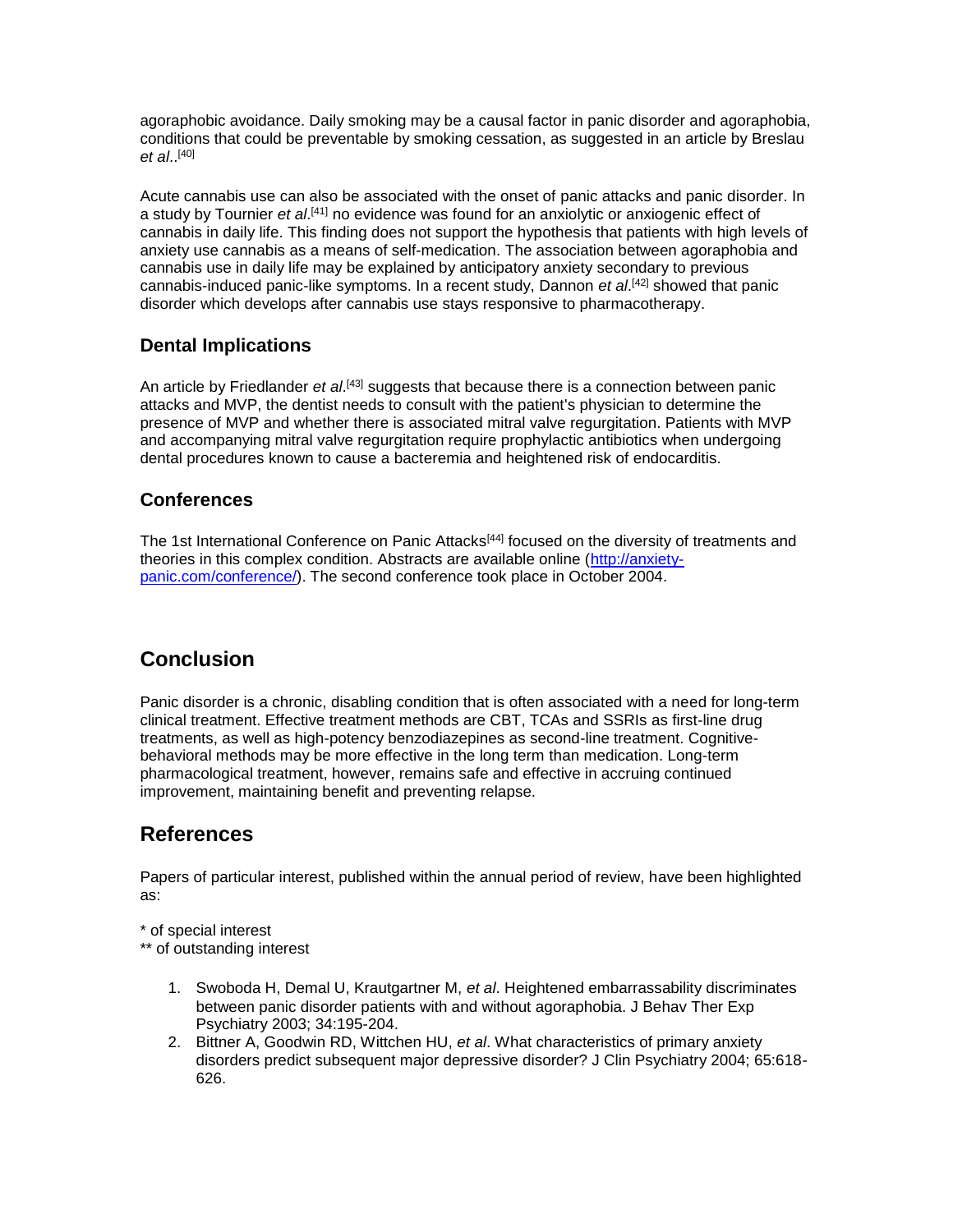agoraphobic avoidance. Daily smoking may be a causal factor in panic disorder and agoraphobia, conditions that could be preventable by smoking cessation, as suggested in an article by Breslau *et al*..[40]

Acute cannabis use can also be associated with the onset of panic attacks and panic disorder. In a study by Tournier *et al*.[41] no evidence was found for an anxiolytic or anxiogenic effect of cannabis in daily life. This finding does not support the hypothesis that patients with high levels of anxiety use cannabis as a means of self-medication. The association between agoraphobia and cannabis use in daily life may be explained by anticipatory anxiety secondary to previous cannabis-induced panic-like symptoms. In a recent study, Dannon *et al*.[42] showed that panic disorder which develops after cannabis use stays responsive to pharmacotherapy.

### Dental Implications

An article by Friedlander *et al*.[43] suggests that because there is a connection between panic attacks and MVP, the dentist needs to consult with the patient's physician to determine the presence of MVP and whether there is associated mitral valve regurgitation. Patients with MVP and accompanying mitral valve regurgitation require prophylactic antibiotics when undergoing dental procedures known to cause a bacteremia and heightened risk of endocarditis.

### Conferences

The 1st International Conference on Panic Attacks[44] focused on the diversity of treatments and theories in this complex condition. Abstracts are available online ([http://anxiety-panic.com/conference/](http://anxiety-panic.com/conference/)). The second conference took place in October 2004.

## Conclusion

Panic disorder is a chronic, disabling condition that is often associated with a need for long-term clinical treatment. Effective treatment methods are CBT, TCAs and SSRIs as first-line drug treatments, as well as high-potency benzodiazepines as second-line treatment. Cognitive-behavioral methods may be more effective in the long term than medication. Long-term pharmacological treatment, however, remains safe and effective in accruing continued improvement, maintaining benefit and preventing relapse.

## References

Papers of particular interest, published within the annual period of review, have been highlighted as:

* of special interest
** of outstanding interest

1. Swoboda H, Demal U, Krautgartner M, *et al*. Heightened embarrassability discriminates between panic disorder patients with and without agoraphobia. J Behav Ther Exp Psychiatry 2003; 34:195-204.
2. Bittner A, Goodwin RD, Wittchen HU, *et al*. What characteristics of primary anxiety disorders predict subsequent major depressive disorder? J Clin Psychiatry 2004; 65:618-626.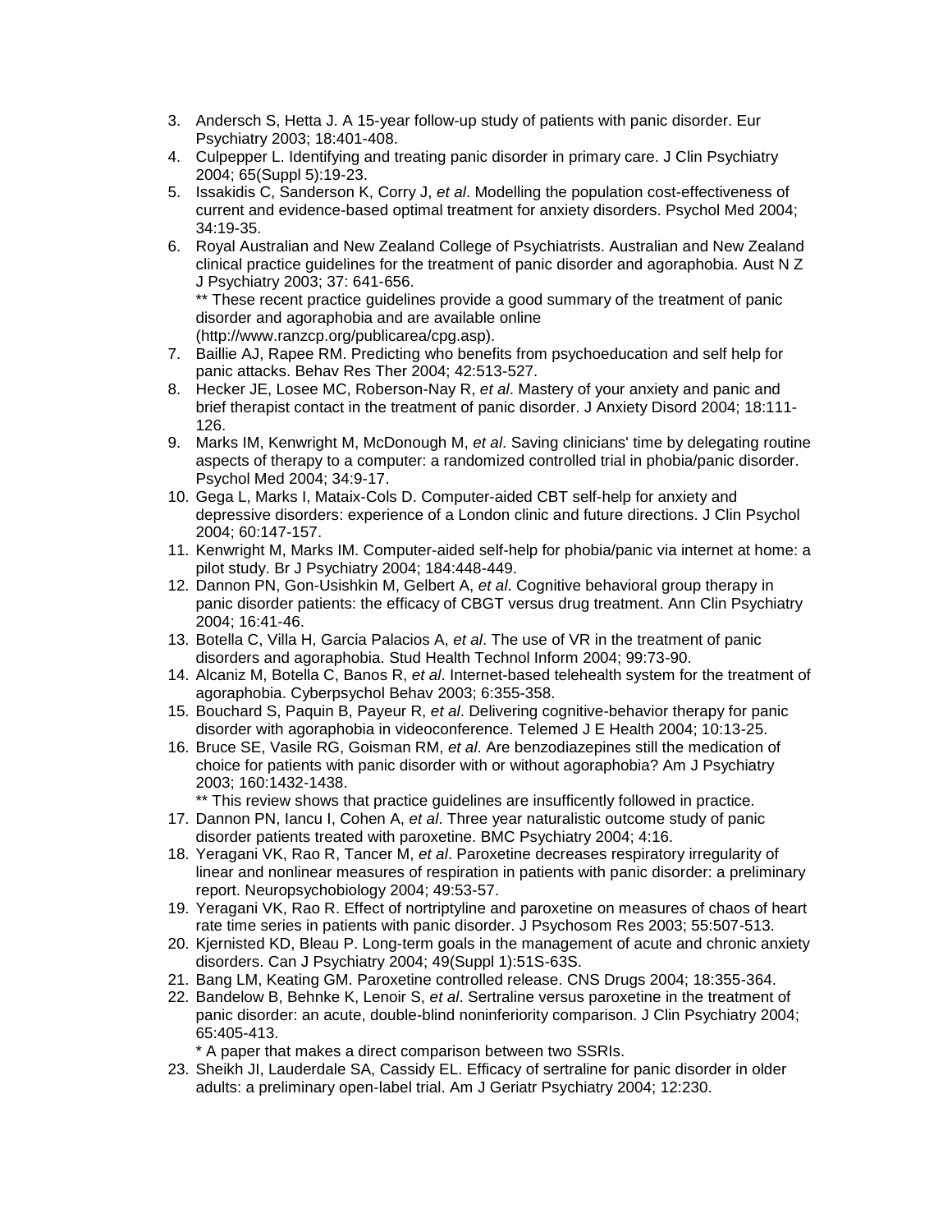3. Andersch S, Hetta J. A 15-year follow-up study of patients with panic disorder. Eur Psychiatry 2003; 18:401-408.
4. Culpepper L. Identifying and treating panic disorder in primary care. J Clin Psychiatry 2004; 65(Suppl 5):19-23.
5. Issakidis C, Sanderson K, Corry J, *et al*. Modelling the population cost-effectiveness of current and evidence-based optimal treatment for anxiety disorders. Psychol Med 2004; 34:19-35.
6. Royal Australian and New Zealand College of Psychiatrists. Australian and New Zealand clinical practice guidelines for the treatment of panic disorder and agoraphobia. Aust N Z J Psychiatry 2003; 37: 641-656.
   ** These recent practice guidelines provide a good summary of the treatment of panic disorder and agoraphobia and are available online (http://www.ranzcp.org/publicarea/cpg.asp).
7. Baillie AJ, Rapee RM. Predicting who benefits from psychoeducation and self help for panic attacks. Behav Res Ther 2004; 42:513-527.
8. Hecker JE, Losee MC, Roberson-Nay R, *et al*. Mastery of your anxiety and panic and brief therapist contact in the treatment of panic disorder. J Anxiety Disord 2004; 18:111-126.
9. Marks IM, Kenwright M, McDonough M, *et al*. Saving clinicians' time by delegating routine aspects of therapy to a computer: a randomized controlled trial in phobia/panic disorder. Psychol Med 2004; 34:9-17.
10. Gega L, Marks I, Mataix-Cols D. Computer-aided CBT self-help for anxiety and depressive disorders: experience of a London clinic and future directions. J Clin Psychol 2004; 60:147-157.
11. Kenwright M, Marks IM. Computer-aided self-help for phobia/panic via internet at home: a pilot study. Br J Psychiatry 2004; 184:448-449.
12. Dannon PN, Gon-Usishkin M, Gelbert A, *et al*. Cognitive behavioral group therapy in panic disorder patients: the efficacy of CBGT versus drug treatment. Ann Clin Psychiatry 2004; 16:41-46.
13. Botella C, Villa H, Garcia Palacios A, *et al*. The use of VR in the treatment of panic disorders and agoraphobia. Stud Health Technol Inform 2004; 99:73-90.
14. Alcaniz M, Botella C, Banos R, *et al*. Internet-based telehealth system for the treatment of agoraphobia. Cyberpsychol Behav 2003; 6:355-358.
15. Bouchard S, Paquin B, Payeur R, *et al*. Delivering cognitive-behavior therapy for panic disorder with agoraphobia in videoconference. Telemed J E Health 2004; 10:13-25.
16. Bruce SE, Vasile RG, Goisman RM, *et al*. Are benzodiazepines still the medication of choice for patients with panic disorder with or without agoraphobia? Am J Psychiatry 2003; 160:1432-1438.
    ** This review shows that practice guidelines are insuffficently followed in practice.
17. Dannon PN, Iancu I, Cohen A, *et al*. Three year naturalistic outcome study of panic disorder patients treated with paroxetine. BMC Psychiatry 2004; 4:16.
18. Yeragani VK, Rao R, Tancer M, *et al*. Paroxetine decreases respiratory irregularity of linear and nonlinear measures of respiration in patients with panic disorder: a preliminary report. Neuropsychobiology 2004; 49:53-57.
19. Yeragani VK, Rao R. Effect of nortriptyline and paroxetine on measures of chaos of heart rate time series in patients with panic disorder. J Psychosom Res 2003; 55:507-513.
20. Kjernisted KD, Bleau P. Long-term goals in the management of acute and chronic anxiety disorders. Can J Psychiatry 2004; 49(Suppl 1):51S-63S.
21. Bang LM, Keating GM. Paroxetine controlled release. CNS Drugs 2004; 18:355-364.
22. Bandelow B, Behnke K, Lenoir S, *et al*. Sertraline versus paroxetine in the treatment of panic disorder: an acute, double-blind noninferiority comparison. J Clin Psychiatry 2004; 65:405-413.
    * A paper that makes a direct comparison between two SSRIs.
23. Sheikh JI, Lauderdale SA, Cassidy EL. Efficacy of sertraline for panic disorder in older adults: a preliminary open-label trial. Am J Geriatr Psychiatry 2004; 12:230.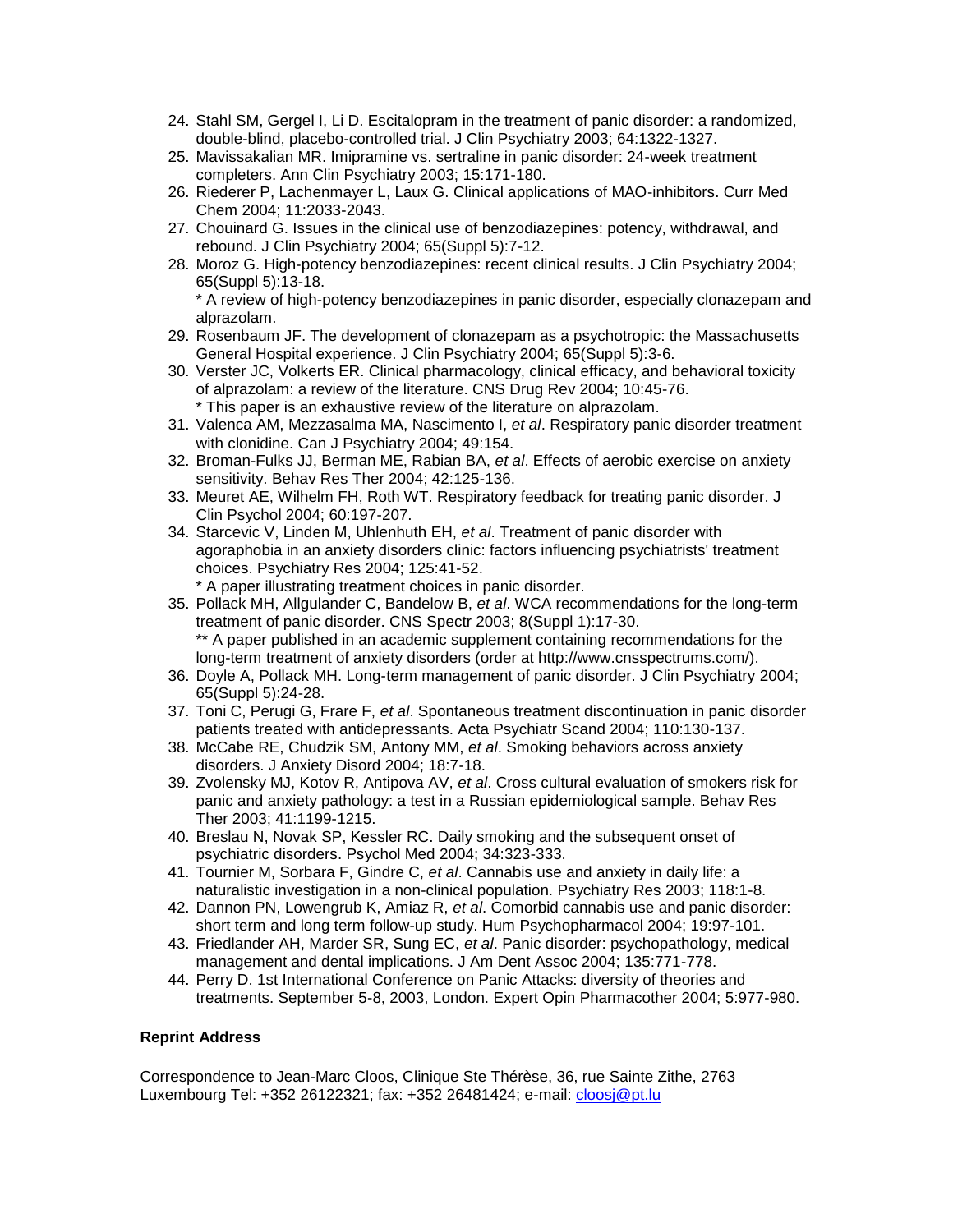24. Stahl SM, Gergel I, Li D. Escitalopram in the treatment of panic disorder: a randomized, double-blind, placebo-controlled trial. J Clin Psychiatry 2003; 64:1322-1327.
25. Mavissakalian MR. Imipramine vs. sertraline in panic disorder: 24-week treatment completers. Ann Clin Psychiatry 2003; 15:171-180.
26. Riederer P, Lachenmayer L, Laux G. Clinical applications of MAO-inhibitors. Curr Med Chem 2004; 11:2033-2043.
27. Chouinard G. Issues in the clinical use of benzodiazepines: potency, withdrawal, and rebound. J Clin Psychiatry 2004; 65(Suppl 5):7-12.
28. Moroz G. High-potency benzodiazepines: recent clinical results. J Clin Psychiatry 2004; 65(Suppl 5):13-18.
    * A review of high-potency benzodiazepines in panic disorder, especially clonazepam and alprazolam.
29. Rosenbaum JF. The development of clonazepam as a psychotropic: the Massachusetts General Hospital experience. J Clin Psychiatry 2004; 65(Suppl 5):3-6.
30. Verster JC, Volkerts ER. Clinical pharmacology, clinical efficacy, and behavioral toxicity of alprazolam: a review of the literature. CNS Drug Rev 2004; 10:45-76.
    * This paper is an exhaustive review of the literature on alprazolam.
31. Valenca AM, Mezzasalma MA, Nascimento I, *et al*. Respiratory panic disorder treatment with clonidine. Can J Psychiatry 2004; 49:154.
32. Broman-Fulks JJ, Berman ME, Rabian BA, *et al*. Effects of aerobic exercise on anxiety sensitivity. Behav Res Ther 2004; 42:125-136.
33. Meuret AE, Wilhelm FH, Roth WT. Respiratory feedback for treating panic disorder. J Clin Psychol 2004; 60:197-207.
34. Starcevic V, Linden M, Uhlenhuth EH, *et al*. Treatment of panic disorder with agoraphobia in an anxiety disorders clinic: factors influencing psychiatrists' treatment choices. Psychiatry Res 2004; 125:41-52.
    * A paper illustrating treatment choices in panic disorder.
35. Pollack MH, Allgulander C, Bandelow B, *et al*. WCA recommendations for the long-term treatment of panic disorder. CNS Spectr 2003; 8(Suppl 1):17-30.
    ** A paper published in an academic supplement containing recommendations for the long-term treatment of anxiety disorders (order at http://www.cnsspectrums.com/).
36. Doyle A, Pollack MH. Long-term management of panic disorder. J Clin Psychiatry 2004; 65(Suppl 5):24-28.
37. Toni C, Perugi G, Frare F, *et al*. Spontaneous treatment discontinuation in panic disorder patients treated with antidepressants. Acta Psychiatr Scand 2004; 110:130-137.
38. McCabe RE, Chudzik SM, Antony MM, *et al*. Smoking behaviors across anxiety disorders. J Anxiety Disord 2004; 18:7-18.
39. Zvolensky MJ, Kotov R, Antipova AV, *et al*. Cross cultural evaluation of smokers risk for panic and anxiety pathology: a test in a Russian epidemiological sample. Behav Res Ther 2003; 41:1199-1215.
40. Breslau N, Novak SP, Kessler RC. Daily smoking and the subsequent onset of psychiatric disorders. Psychol Med 2004; 34:323-333.
41. Tournier M, Sorbara F, Gindre C, *et al*. Cannabis use and anxiety in daily life: a naturalistic investigation in a non-clinical population. Psychiatry Res 2003; 118:1-8.
42. Dannon PN, Lowengrub K, Amiaz R, *et al*. Comorbid cannabis use and panic disorder: short term and long term follow-up study. Hum Psychopharmacol 2004; 19:97-101.
43. Friedlander AH, Marder SR, Sung EC, *et al*. Panic disorder: psychopathology, medical management and dental implications. J Am Dent Assoc 2004; 135:771-778.
44. Perry D. 1st International Conference on Panic Attacks: diversity of theories and treatments. September 5-8, 2003, London. Expert Opin Pharmacother 2004; 5:977-980.

**Reprint Address**

Correspondence to Jean-Marc Cloos, Clinique Ste Thérèse, 36, rue Sainte Zithe, 2763 Luxembourg Tel: +352 26122321; fax: +352 26481424; e-mail: cloosj@pt.lu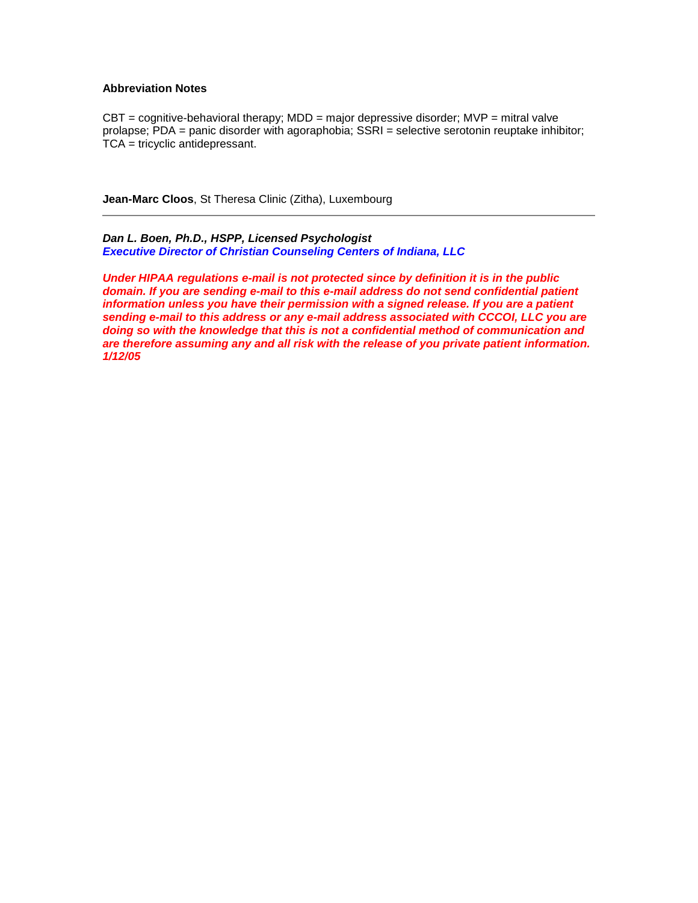**Abbreviation Notes**

CBT = cognitive-behavioral therapy; MDD = major depressive disorder; MVP = mitral valve prolapse; PDA = panic disorder with agoraphobia; SSRI = selective serotonin reuptake inhibitor; TCA = tricyclic antidepressant.

**Jean-Marc Cloos**, St Theresa Clinic (Zitha), Luxembourg

---

***Dan L. Boen, Ph.D., HSPP, Licensed Psychologist***
***Executive Director of Christian Counseling Centers of Indiana, LLC***

***Under HIPAA regulations e-mail is not protected since by definition it is in the public domain. If you are sending e-mail to this e-mail address do not send confidential patient information unless you have their permission with a signed release. If you are a patient sending e-mail to this address or any e-mail address associated with CCCOI, LLC you are doing so with the knowledge that this is not a confidential method of communication and are therefore assuming any and all risk with the release of you private patient information. 1/12/05***